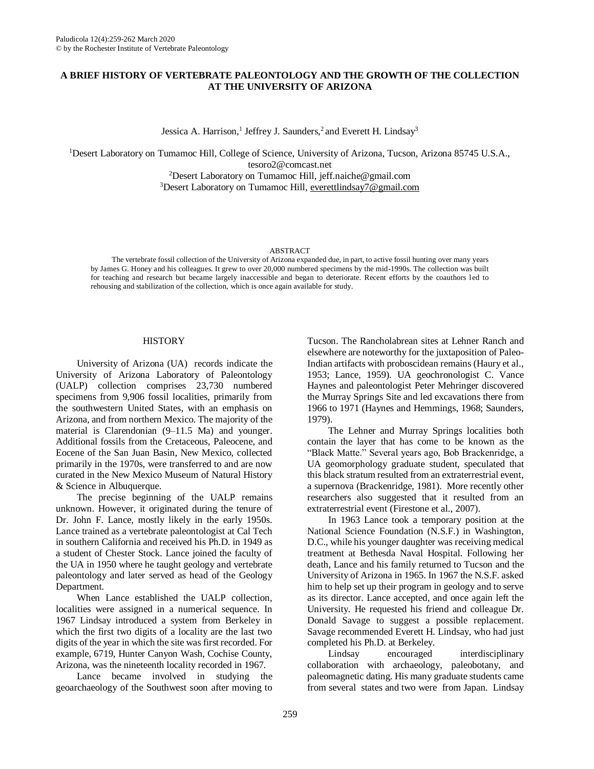# A BRIEF HISTORY OF VERTEBRATE PALEONTOLOGY AND THE GROWTH OF THE COLLECTION AT THE UNIVERSITY OF ARIZONA

Jessica A. Harrison,[1] Jeffrey J. Saunders,[2] and Everett H. Lindsay[3]

[1]Desert Laboratory on Tumamoc Hill, College of Science, University of Arizona, Tucson, Arizona 85745 U.S.A., tesoro2@comcast.net
[2]Desert Laboratory on Tumamoc Hill, jeff.naiche@gmail.com
[3]Desert Laboratory on Tumamoc Hill, everettlindsay7@gmail.com

## ABSTRACT

The vertebrate fossil collection of the University of Arizona expanded due, in part, to active fossil hunting over many years by James G. Honey and his colleagues. It grew to over 20,000 numbered specimens by the mid-1990s. The collection was built for teaching and research but became largely inaccessible and began to deteriorate. Recent efforts by the coauthors led to rehousing and stabilization of the collection, which is once again available for study.

## HISTORY

University of Arizona (UA) records indicate the University of Arizona Laboratory of Paleontology (UALP) collection comprises 23,730 numbered specimens from 9,906 fossil localities, primarily from the southwestern United States, with an emphasis on Arizona, and from northern Mexico. The majority of the material is Clarendonian (9–11.5 Ma) and younger. Additional fossils from the Cretaceous, Paleocene, and Eocene of the San Juan Basin, New Mexico, collected primarily in the 1970s, were transferred to and are now curated in the New Mexico Museum of Natural History & Science in Albuquerque.

The precise beginning of the UALP remains unknown. However, it originated during the tenure of Dr. John F. Lance, mostly likely in the early 1950s. Lance trained as a vertebrate paleontologist at Cal Tech in southern California and received his Ph.D. in 1949 as a student of Chester Stock. Lance joined the faculty of the UA in 1950 where he taught geology and vertebrate paleontology and later served as head of the Geology Department.

When Lance established the UALP collection, localities were assigned in a numerical sequence. In 1967 Lindsay introduced a system from Berkeley in which the first two digits of a locality are the last two digits of the year in which the site was first recorded. For example, 6719, Hunter Canyon Wash, Cochise County, Arizona, was the nineteenth locality recorded in 1967.

Lance became involved in studying the geoarchaeology of the Southwest soon after moving to Tucson. The Rancholabrean sites at Lehner Ranch and elsewhere are noteworthy for the juxtaposition of Paleo-Indian artifacts with proboscidean remains (Haury et al., 1953; Lance, 1959). UA geochronologist C. Vance Haynes and paleontologist Peter Mehringer discovered the Murray Springs Site and led excavations there from 1966 to 1971 (Haynes and Hemmings, 1968; Saunders, 1979).

The Lehner and Murray Springs localities both contain the layer that has come to be known as the "Black Matte." Several years ago, Bob Brackenridge, a UA geomorphology graduate student, speculated that this black stratum resulted from an extraterrestrial event, a supernova (Brackenridge, 1981). More recently other researchers also suggested that it resulted from an extraterrestrial event (Firestone et al., 2007).

In 1963 Lance took a temporary position at the National Science Foundation (N.S.F.) in Washington, D.C., while his younger daughter was receiving medical treatment at Bethesda Naval Hospital. Following her death, Lance and his family returned to Tucson and the University of Arizona in 1965. In 1967 the N.S.F. asked him to help set up their program in geology and to serve as its director. Lance accepted, and once again left the University. He requested his friend and colleague Dr. Donald Savage to suggest a possible replacement. Savage recommended Everett H. Lindsay, who had just completed his Ph.D. at Berkeley.

Lindsay encouraged interdisciplinary collaboration with archaeology, paleobotany, and paleomagnetic dating. His many graduate students came from several states and two were from Japan. Lindsay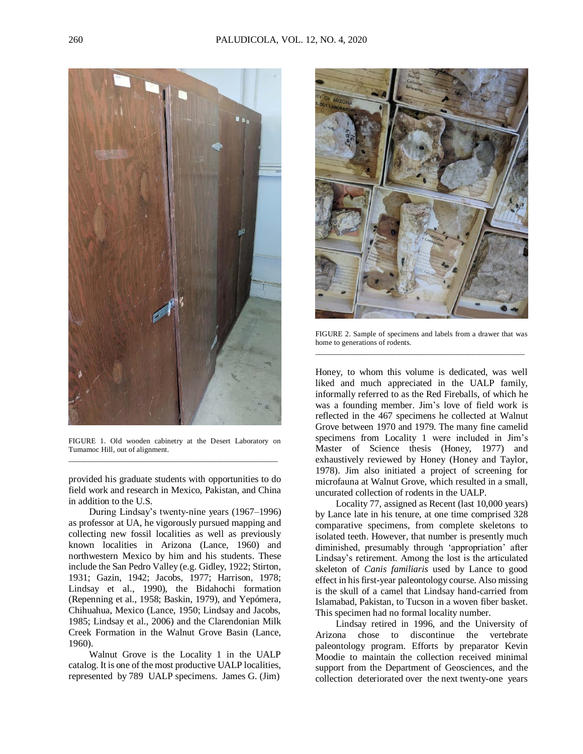FIGURE 1. Old wooden cabinetry at the Desert Laboratory on Tumamoc Hill, out of alignment.

provided his graduate students with opportunities to do field work and research in Mexico, Pakistan, and China in addition to the U.S.

During Lindsay's twenty-nine years (1967–1996) as professor at UA, he vigorously pursued mapping and collecting new fossil localities as well as previously known localities in Arizona (Lance, 1960) and northwestern Mexico by him and his students. These include the San Pedro Valley (e.g. Gidley, 1922; Stirton, 1931; Gazin, 1942; Jacobs, 1977; Harrison, 1978; Lindsay et al., 1990), the Bidahochi formation (Repenning et al., 1958; Baskin, 1979), and Yepómera, Chihuahua, Mexico (Lance, 1950; Lindsay and Jacobs, 1985; Lindsay et al., 2006) and the Clarendonian Milk Creek Formation in the Walnut Grove Basin (Lance, 1960).

Walnut Grove is the Locality 1 in the UALP catalog. It is one of the most productive UALP localities, represented by 789 UALP specimens. James G. (Jim) Honey, to whom this volume is dedicated, was well liked and much appreciated in the UALP family, informally referred to as the Red Fireballs, of which he was a founding member. Jim's love of field work is reflected in the 467 specimens he collected at Walnut Grove between 1970 and 1979. The many fine camelid specimens from Locality 1 were included in Jim's Master of Science thesis (Honey, 1977) and exhaustively reviewed by Honey (Honey and Taylor, 1978). Jim also initiated a project of screening for microfauna at Walnut Grove, which resulted in a small, uncurated collection of rodents in the UALP.

FIGURE 2. Sample of specimens and labels from a drawer that was home to generations of rodents.

Locality 77, assigned as Recent (last 10,000 years) by Lance late in his tenure, at one time comprised 328 comparative specimens, from complete skeletons to isolated teeth. However, that number is presently much diminished, presumably through 'appropriation' after Lindsay's retirement. Among the lost is the articulated skeleton of *Canis familiaris* used by Lance to good effect in his first-year paleontology course. Also missing is the skull of a camel that Lindsay hand-carried from Islamabad, Pakistan, to Tucson in a woven fiber basket. This specimen had no formal locality number.

Lindsay retired in 1996, and the University of Arizona chose to discontinue the vertebrate paleontology program. Efforts by preparator Kevin Moodie to maintain the collection received minimal support from the Department of Geosciences, and the collection deteriorated over the next twenty-one years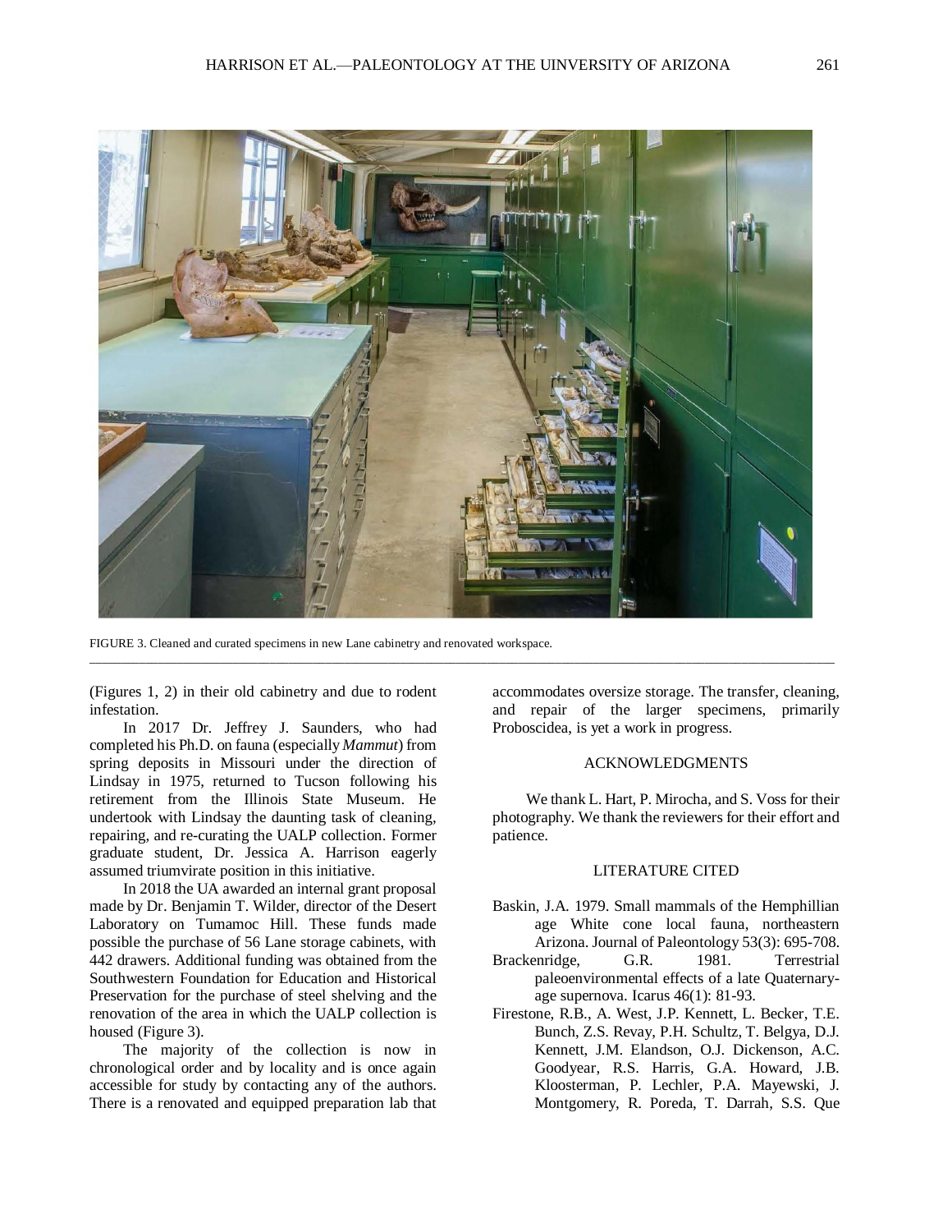FIGURE 3. Cleaned and curated specimens in new Lane cabinetry and renovated workspace.

(Figures 1, 2) in their old cabinetry and due to rodent infestation.

In 2017 Dr. Jeffrey J. Saunders, who had completed his Ph.D. on fauna (especially *Mammut*) from spring deposits in Missouri under the direction of Lindsay in 1975, returned to Tucson following his retirement from the Illinois State Museum. He undertook with Lindsay the daunting task of cleaning, repairing, and re-curating the UALP collection. Former graduate student, Dr. Jessica A. Harrison eagerly assumed triumvirate position in this initiative.

In 2018 the UA awarded an internal grant proposal made by Dr. Benjamin T. Wilder, director of the Desert Laboratory on Tumamoc Hill. These funds made possible the purchase of 56 Lane storage cabinets, with 442 drawers. Additional funding was obtained from the Southwestern Foundation for Education and Historical Preservation for the purchase of steel shelving and the renovation of the area in which the UALP collection is housed (Figure 3).

The majority of the collection is now in chronological order and by locality and is once again accessible for study by contacting any of the authors. There is a renovated and equipped preparation lab that accommodates oversize storage. The transfer, cleaning, and repair of the larger specimens, primarily Proboscidea, is yet a work in progress.

## ACKNOWLEDGMENTS

We thank L. Hart, P. Mirocha, and S. Voss for their photography. We thank the reviewers for their effort and patience.

## LITERATURE CITED

Baskin, J.A. 1979. Small mammals of the Hemphillian age White cone local fauna, northeastern Arizona. Journal of Paleontology 53(3): 695-708.

Brackenridge, G.R. 1981. Terrestrial paleoenvironmental effects of a late Quaternary-age supernova. Icarus 46(1): 81-93.

Firestone, R.B., A. West, J.P. Kennett, L. Becker, T.E. Bunch, Z.S. Revay, P.H. Schultz, T. Belgya, D.J. Kennett, J.M. Elandson, O.J. Dickenson, A.C. Goodyear, R.S. Harris, G.A. Howard, J.B. Kloosterman, P. Lechler, P.A. Mayewski, J. Montgomery, R. Poreda, T. Darrah, S.S. Que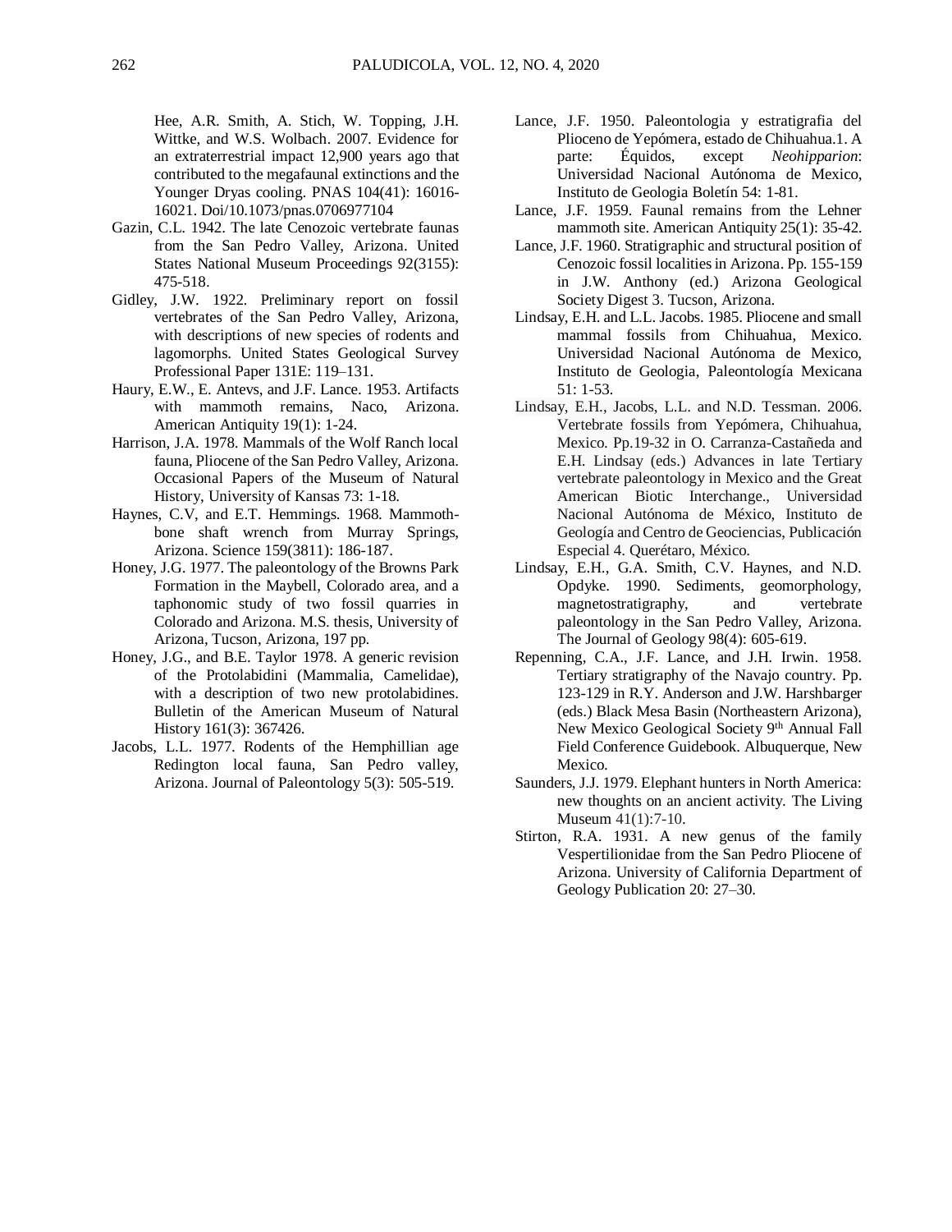Hee, A.R. Smith, A. Stich, W. Topping, J.H. Wittke, and W.S. Wolbach. 2007. Evidence for an extraterrestrial impact 12,900 years ago that contributed to the megafaunal extinctions and the Younger Dryas cooling. PNAS 104(41): 16016-16021. Doi/10.1073/pnas.0706977104

Gazin, C.L. 1942. The late Cenozoic vertebrate faunas from the San Pedro Valley, Arizona. United States National Museum Proceedings 92(3155): 475-518.

Gidley, J.W. 1922. Preliminary report on fossil vertebrates of the San Pedro Valley, Arizona, with descriptions of new species of rodents and lagomorphs. United States Geological Survey Professional Paper 131E: 119–131.

Haury, E.W., E. Antevs, and J.F. Lance. 1953. Artifacts with mammoth remains, Naco, Arizona. American Antiquity 19(1): 1-24.

Harrison, J.A. 1978. Mammals of the Wolf Ranch local fauna, Pliocene of the San Pedro Valley, Arizona. Occasional Papers of the Museum of Natural History, University of Kansas 73: 1-18.

Haynes, C.V, and E.T. Hemmings. 1968. Mammoth-bone shaft wrench from Murray Springs, Arizona. Science 159(3811): 186-187.

Honey, J.G. 1977. The paleontology of the Browns Park Formation in the Maybell, Colorado area, and a taphonomic study of two fossil quarries in Colorado and Arizona. M.S. thesis, University of Arizona, Tucson, Arizona, 197 pp.

Honey, J.G., and B.E. Taylor 1978. A generic revision of the Protolabidini (Mammalia, Camelidae), with a description of two new protolabidines. Bulletin of the American Museum of Natural History 161(3): 367426.

Jacobs, L.L. 1977. Rodents of the Hemphillian age Redington local fauna, San Pedro valley, Arizona. Journal of Paleontology 5(3): 505-519.

Lance, J.F. 1950. Paleontologia y estratigrafia del Plioceno de Yepómera, estado de Chihuahua.1. A parte: Équidos, except *Neohipparion*: Universidad Nacional Autónoma de Mexico, Instituto de Geologia Boletín 54: 1-81.

Lance, J.F. 1959. Faunal remains from the Lehner mammoth site. American Antiquity 25(1): 35-42.

Lance, J.F. 1960. Stratigraphic and structural position of Cenozoic fossil localities in Arizona. Pp. 155-159 in J.W. Anthony (ed.) Arizona Geological Society Digest 3. Tucson, Arizona.

Lindsay, E.H. and L.L. Jacobs. 1985. Pliocene and small mammal fossils from Chihuahua, Mexico. Universidad Nacional Autónoma de Mexico, Instituto de Geologia, Paleontología Mexicana 51: 1-53.

Lindsay, E.H., Jacobs, L.L. and N.D. Tessman. 2006. Vertebrate fossils from Yepómera, Chihuahua, Mexico. Pp.19-32 in O. Carranza-Castañeda and E.H. Lindsay (eds.) Advances in late Tertiary vertebrate paleontology in Mexico and the Great American Biotic Interchange., Universidad Nacional Autónoma de México, Instituto de Geología and Centro de Geociencias, Publicación Especial 4. Querétaro, México.

Lindsay, E.H., G.A. Smith, C.V. Haynes, and N.D. Opdyke. 1990. Sediments, geomorphology, magnetostratigraphy, and vertebrate paleontology in the San Pedro Valley, Arizona. The Journal of Geology 98(4): 605-619.

Repenning, C.A., J.F. Lance, and J.H. Irwin. 1958. Tertiary stratigraphy of the Navajo country. Pp. 123-129 in R.Y. Anderson and J.W. Harshbarger (eds.) Black Mesa Basin (Northeastern Arizona), New Mexico Geological Society 9th Annual Fall Field Conference Guidebook. Albuquerque, New Mexico.

Saunders, J.J. 1979. Elephant hunters in North America: new thoughts on an ancient activity. The Living Museum 41(1):7-10.

Stirton, R.A. 1931. A new genus of the family Vespertilionidae from the San Pedro Pliocene of Arizona. University of California Department of Geology Publication 20: 27–30.